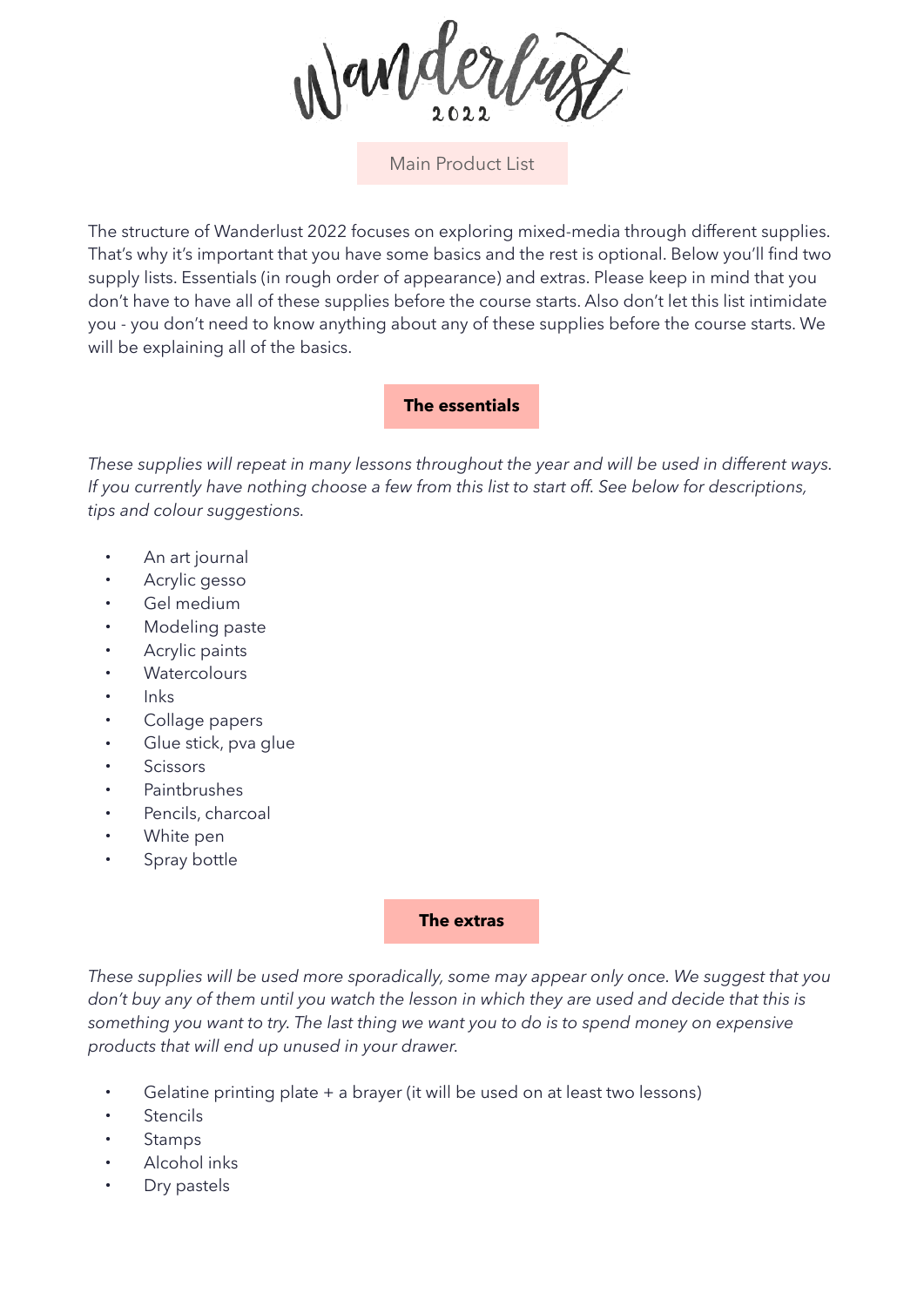# Wanderlust 2022

## Main Product List

The structure of Wanderlust 2022 focuses on exploring mixed-media through different supplies. That's why it's important that you have some basics and the rest is optional. Below you'll find two supply lists. Essentials (in rough order of appearance) and extras. Please keep in mind that you don't have to have all of these supplies before the course starts. Also don't let this list intimidate you - you don't need to know anything about any of these supplies before the course starts. We will be explaining all of the basics.

### The essentials

*These supplies will repeat in many lessons throughout the year and will be used in different ways. If you currently have nothing choose a few from this list to start off. See below for descriptions, tips and colour suggestions.*

- An art journal
- Acrylic gesso
- Gel medium
- Modeling paste
- Acrylic paints
- Watercolours
- Inks
- Collage papers
- Glue stick, pva glue
- Scissors
- Paintbrushes
- Pencils, charcoal
- White pen
- Spray bottle

### The extras

*These supplies will be used more sporadically, some may appear only once. We suggest that you don't buy any of them until you watch the lesson in which they are used and decide that this is something you want to try. The last thing we want you to do is to spend money on expensive products that will end up unused in your drawer.*

- Gelatine printing plate + a brayer (it will be used on at least two lessons)
- Stencils
- Stamps
- Alcohol inks
- Dry pastels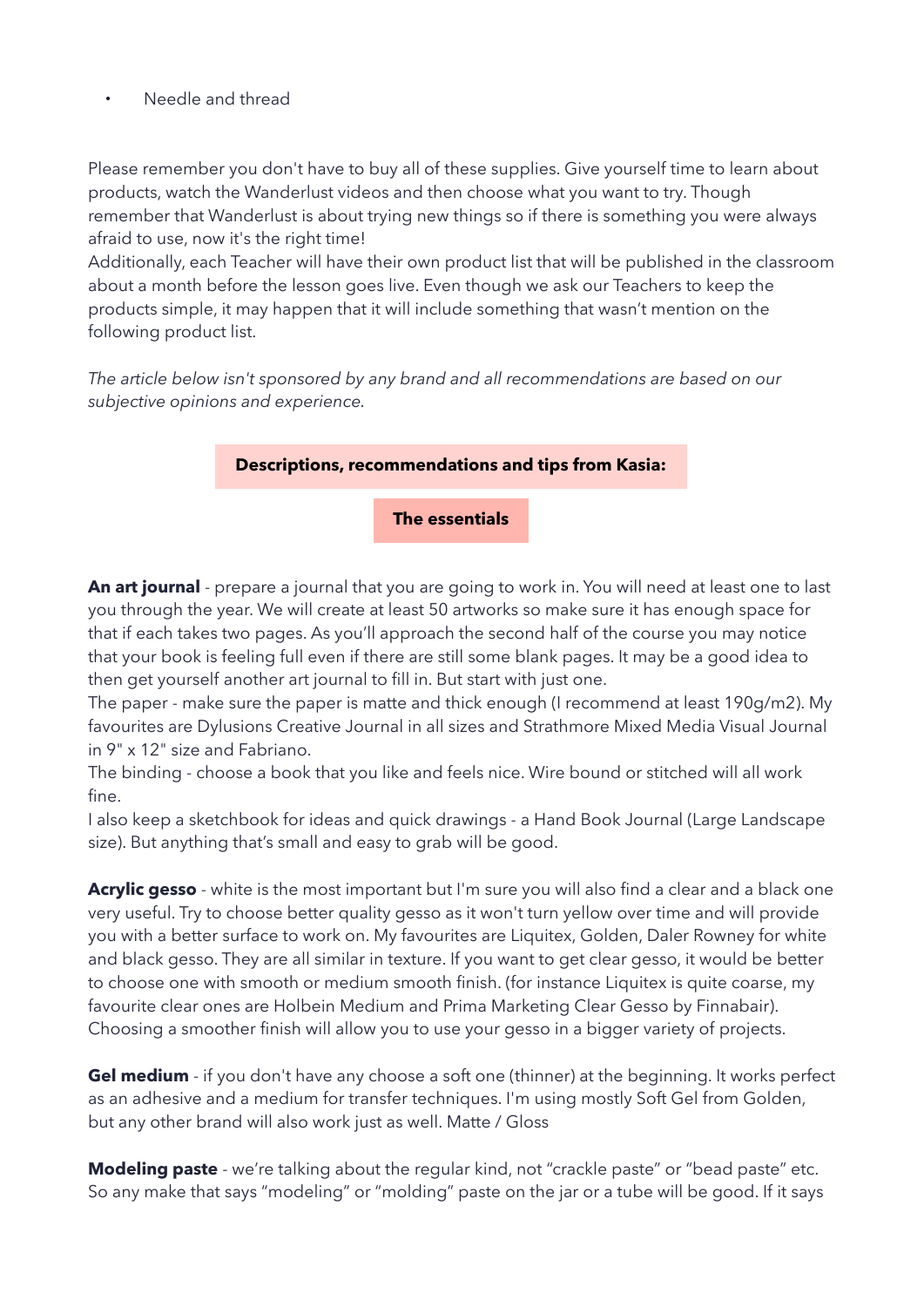- Needle and thread

Please remember you don't have to buy all of these supplies. Give yourself time to learn about products, watch the Wanderlust videos and then choose what you want to try. Though remember that Wanderlust is about trying new things so if there is something you were always afraid to use, now it's the right time!
Additionally, each Teacher will have their own product list that will be published in the classroom about a month before the lesson goes live. Even though we ask our Teachers to keep the products simple, it may happen that it will include something that wasn't mention on the following product list.

*The article below isn't sponsored by any brand and all recommendations are based on our subjective opinions and experience.*

## Descriptions, recommendations and tips from Kasia:

### The essentials

**An art journal** - prepare a journal that you are going to work in. You will need at least one to last you through the year. We will create at least 50 artworks so make sure it has enough space for that if each takes two pages. As you'll approach the second half of the course you may notice that your book is feeling full even if there are still some blank pages. It may be a good idea to then get yourself another art journal to fill in. But start with just one.
The paper - make sure the paper is matte and thick enough (I recommend at least 190g/m2). My favourites are Dylusions Creative Journal in all sizes and Strathmore Mixed Media Visual Journal in 9" x 12" size and Fabriano.
The binding - choose a book that you like and feels nice. Wire bound or stitched will all work fine.
I also keep a sketchbook for ideas and quick drawings - a Hand Book Journal (Large Landscape size). But anything that's small and easy to grab will be good.

**Acrylic gesso** - white is the most important but I'm sure you will also find a clear and a black one very useful. Try to choose better quality gesso as it won't turn yellow over time and will provide you with a better surface to work on. My favourites are Liquitex, Golden, Daler Rowney for white and black gesso. They are all similar in texture. If you want to get clear gesso, it would be better to choose one with smooth or medium smooth finish. (for instance Liquitex is quite coarse, my favourite clear ones are Holbein Medium and Prima Marketing Clear Gesso by Finnabair). Choosing a smoother finish will allow you to use your gesso in a bigger variety of projects.

**Gel medium** - if you don't have any choose a soft one (thinner) at the beginning. It works perfect as an adhesive and a medium for transfer techniques. I'm using mostly Soft Gel from Golden, but any other brand will also work just as well. Matte / Gloss

**Modeling paste** - we're talking about the regular kind, not "crackle paste" or "bead paste" etc. So any make that says "modeling" or "molding" paste on the jar or a tube will be good. If it says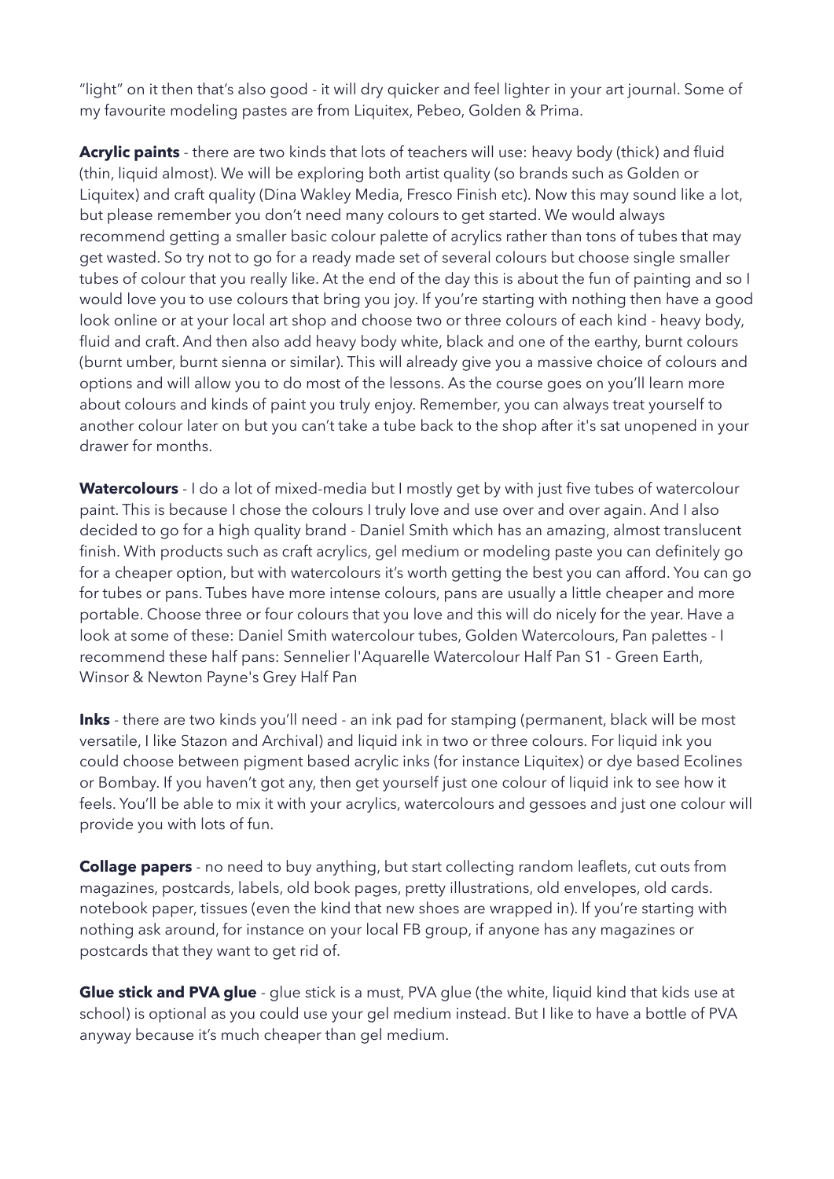"light" on it then that's also good - it will dry quicker and feel lighter in your art journal. Some of my favourite modeling pastes are from Liquitex, Pebeo, Golden & Prima.

**Acrylic paints** - there are two kinds that lots of teachers will use: heavy body (thick) and fluid (thin, liquid almost). We will be exploring both artist quality (so brands such as Golden or Liquitex) and craft quality (Dina Wakley Media, Fresco Finish etc). Now this may sound like a lot, but please remember you don't need many colours to get started. We would always recommend getting a smaller basic colour palette of acrylics rather than tons of tubes that may get wasted. So try not to go for a ready made set of several colours but choose single smaller tubes of colour that you really like. At the end of the day this is about the fun of painting and so I would love you to use colours that bring you joy. If you're starting with nothing then have a good look online or at your local art shop and choose two or three colours of each kind - heavy body, fluid and craft. And then also add heavy body white, black and one of the earthy, burnt colours (burnt umber, burnt sienna or similar). This will already give you a massive choice of colours and options and will allow you to do most of the lessons. As the course goes on you'll learn more about colours and kinds of paint you truly enjoy. Remember, you can always treat yourself to another colour later on but you can't take a tube back to the shop after it's sat unopened in your drawer for months.

**Watercolours** - I do a lot of mixed-media but I mostly get by with just five tubes of watercolour paint. This is because I chose the colours I truly love and use over and over again. And I also decided to go for a high quality brand - Daniel Smith which has an amazing, almost translucent finish. With products such as craft acrylics, gel medium or modeling paste you can definitely go for a cheaper option, but with watercolours it's worth getting the best you can afford. You can go for tubes or pans. Tubes have more intense colours, pans are usually a little cheaper and more portable. Choose three or four colours that you love and this will do nicely for the year. Have a look at some of these: Daniel Smith watercolour tubes, Golden Watercolours, Pan palettes - I recommend these half pans: Sennelier l'Aquarelle Watercolour Half Pan S1 - Green Earth, Winsor & Newton Payne's Grey Half Pan

**Inks** - there are two kinds you'll need - an ink pad for stamping (permanent, black will be most versatile, I like Stazon and Archival) and liquid ink in two or three colours. For liquid ink you could choose between pigment based acrylic inks (for instance Liquitex) or dye based Ecolines or Bombay. If you haven't got any, then get yourself just one colour of liquid ink to see how it feels. You'll be able to mix it with your acrylics, watercolours and gessoes and just one colour will provide you with lots of fun.

**Collage papers** - no need to buy anything, but start collecting random leaflets, cut outs from magazines, postcards, labels, old book pages, pretty illustrations, old envelopes, old cards. notebook paper, tissues (even the kind that new shoes are wrapped in). If you're starting with nothing ask around, for instance on your local FB group, if anyone has any magazines or postcards that they want to get rid of.

**Glue stick and PVA glue** - glue stick is a must, PVA glue (the white, liquid kind that kids use at school) is optional as you could use your gel medium instead. But I like to have a bottle of PVA anyway because it's much cheaper than gel medium.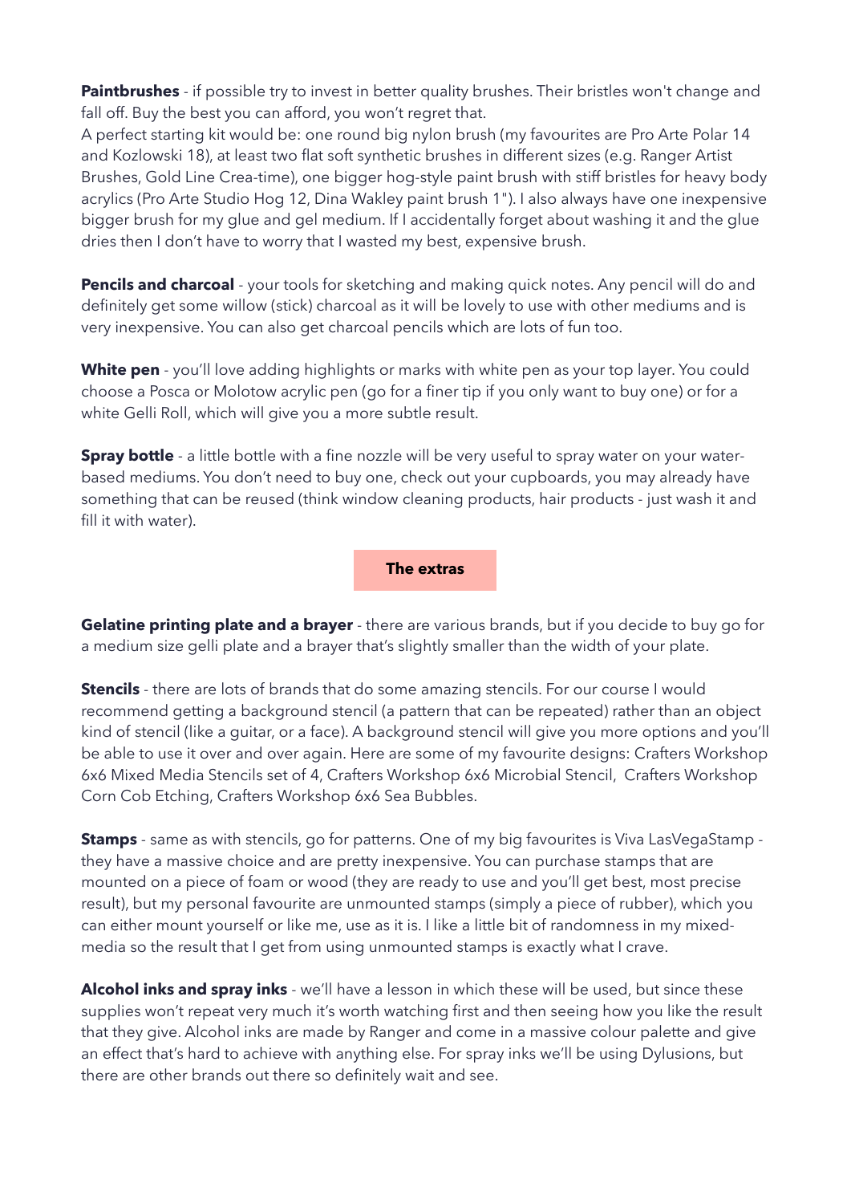**Paintbrushes** - if possible try to invest in better quality brushes. Their bristles won't change and fall off. Buy the best you can afford, you won't regret that.
A perfect starting kit would be: one round big nylon brush (my favourites are Pro Arte Polar 14 and Kozlowski 18), at least two flat soft synthetic brushes in different sizes (e.g. Ranger Artist Brushes, Gold Line Crea-time), one bigger hog-style paint brush with stiff bristles for heavy body acrylics (Pro Arte Studio Hog 12, Dina Wakley paint brush 1"). I also always have one inexpensive bigger brush for my glue and gel medium. If I accidentally forget about washing it and the glue dries then I don't have to worry that I wasted my best, expensive brush.

**Pencils and charcoal** - your tools for sketching and making quick notes. Any pencil will do and definitely get some willow (stick) charcoal as it will be lovely to use with other mediums and is very inexpensive. You can also get charcoal pencils which are lots of fun too.

**White pen** - you'll love adding highlights or marks with white pen as your top layer. You could choose a Posca or Molotow acrylic pen (go for a finer tip if you only want to buy one) or for a white Gelli Roll, which will give you a more subtle result.

**Spray bottle** - a little bottle with a fine nozzle will be very useful to spray water on your water-based mediums. You don't need to buy one, check out your cupboards, you may already have something that can be reused (think window cleaning products, hair products - just wash it and fill it with water).

## The extras

**Gelatine printing plate and a brayer** - there are various brands, but if you decide to buy go for a medium size gelli plate and a brayer that's slightly smaller than the width of your plate.

**Stencils** - there are lots of brands that do some amazing stencils. For our course I would recommend getting a background stencil (a pattern that can be repeated) rather than an object kind of stencil (like a guitar, or a face). A background stencil will give you more options and you'll be able to use it over and over again. Here are some of my favourite designs: Crafters Workshop 6x6 Mixed Media Stencils set of 4, Crafters Workshop 6x6 Microbial Stencil, Crafters Workshop Corn Cob Etching, Crafters Workshop 6x6 Sea Bubbles.

**Stamps** - same as with stencils, go for patterns. One of my big favourites is Viva LasVegaStamp - they have a massive choice and are pretty inexpensive. You can purchase stamps that are mounted on a piece of foam or wood (they are ready to use and you'll get best, most precise result), but my personal favourite are unmounted stamps (simply a piece of rubber), which you can either mount yourself or like me, use as it is. I like a little bit of randomness in my mixed-media so the result that I get from using unmounted stamps is exactly what I crave.

**Alcohol inks and spray inks** - we'll have a lesson in which these will be used, but since these supplies won't repeat very much it's worth watching first and then seeing how you like the result that they give. Alcohol inks are made by Ranger and come in a massive colour palette and give an effect that's hard to achieve with anything else. For spray inks we'll be using Dylusions, but there are other brands out there so definitely wait and see.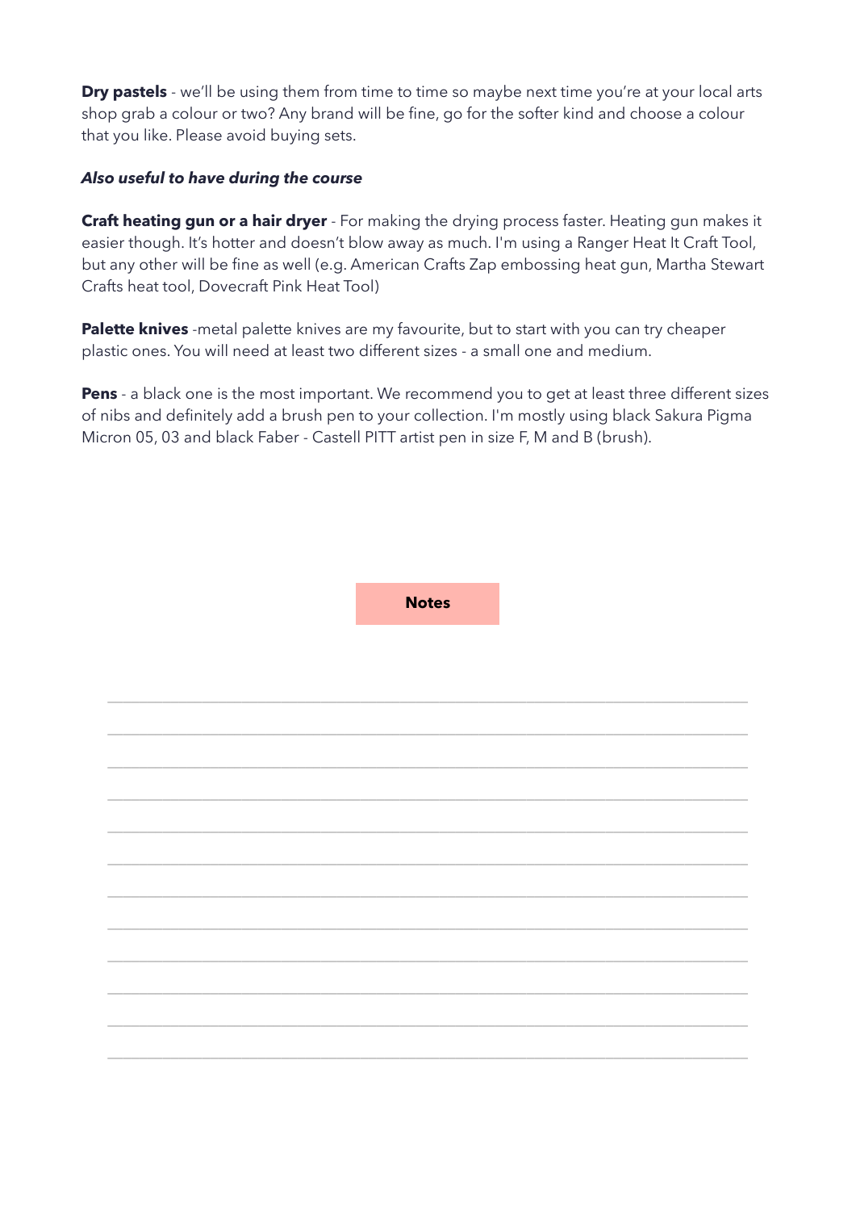**Dry pastels** - we'll be using them from time to time so maybe next time you're at your local arts shop grab a colour or two? Any brand will be fine, go for the softer kind and choose a colour that you like. Please avoid buying sets.

***Also useful to have during the course***

**Craft heating gun or a hair dryer** - For making the drying process faster. Heating gun makes it easier though. It's hotter and doesn't blow away as much. I'm using a Ranger Heat It Craft Tool, but any other will be fine as well (e.g. American Crafts Zap embossing heat gun, Martha Stewart Crafts heat tool, Dovecraft Pink Heat Tool)

**Palette knives** -metal palette knives are my favourite, but to start with you can try cheaper plastic ones. You will need at least two different sizes - a small one and medium.

**Pens** - a black one is the most important. We recommend you to get at least three different sizes of nibs and definitely add a brush pen to your collection. I'm mostly using black Sakura Pigma Micron 05, 03 and black Faber - Castell PITT artist pen in size F, M and B (brush).

**Notes**

___

___

___

___

___

___

___

___

___

___

___

___